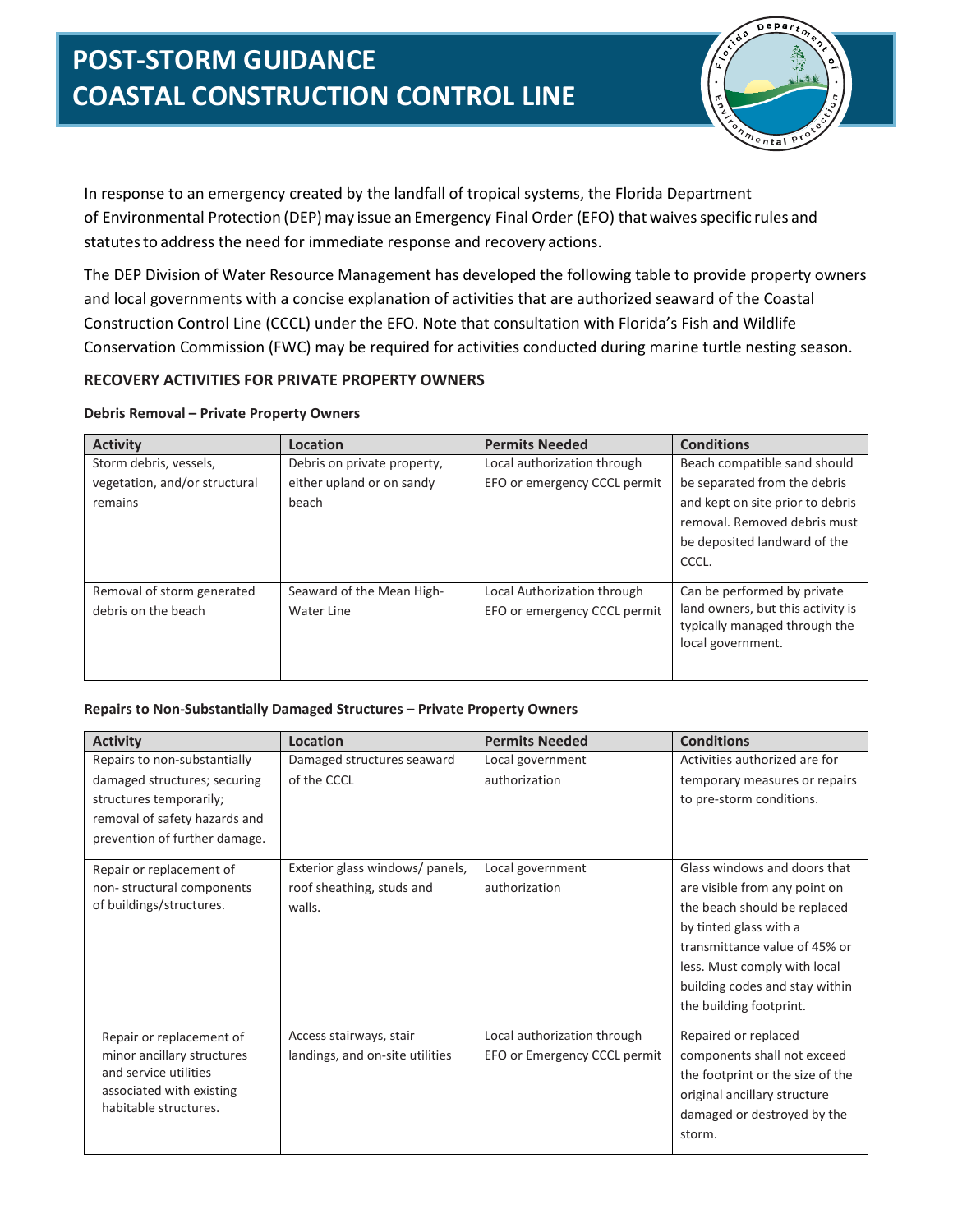# POST-STORM GUIDANCE
# COASTAL CONSTRUCTION CONTROL LINE

In response to an emergency created by the landfall of tropical systems, the Florida Department of Environmental Protection (DEP) may issue an Emergency Final Order (EFO) that waives specific rules and statutes to address the need for immediate response and recovery actions.

The DEP Division of Water Resource Management has developed the following table to provide property owners and local governments with a concise explanation of activities that are authorized seaward of the Coastal Construction Control Line (CCCL) under the EFO. Note that consultation with Florida's Fish and Wildlife Conservation Commission (FWC) may be required for activities conducted during marine turtle nesting season.

## RECOVERY ACTIVITIES FOR PRIVATE PROPERTY OWNERS

### Debris Removal – Private Property Owners

| Activity | Location | Permits Needed | Conditions |
|---|---|---|---|
| Storm debris, vessels, vegetation, and/or structural remains | Debris on private property, either upland or on sandy beach | Local authorization through EFO or emergency CCCL permit | Beach compatible sand should be separated from the debris and kept on site prior to debris removal. Removed debris must be deposited landward of the CCCL. |
| Removal of storm generated debris on the beach | Seaward of the Mean High-Water Line | Local Authorization through EFO or emergency CCCL permit | Can be performed by private land owners, but this activity is typically managed through the local government. |

### Repairs to Non-Substantially Damaged Structures – Private Property Owners

| Activity | Location | Permits Needed | Conditions |
|---|---|---|---|
| Repairs to non-substantially damaged structures; securing structures temporarily; removal of safety hazards and prevention of further damage. | Damaged structures seaward of the CCCL | Local government authorization | Activities authorized are for temporary measures or repairs to pre-storm conditions. |
| Repair or replacement of non- structural components of buildings/structures. | Exterior glass windows/ panels, roof sheathing, studs and walls. | Local government authorization | Glass windows and doors that are visible from any point on the beach should be replaced by tinted glass with a transmittance value of 45% or less. Must comply with local building codes and stay within the building footprint. |
| Repair or replacement of minor ancillary structures and service utilities associated with existing habitable structures. | Access stairways, stair landings, and on-site utilities | Local authorization through EFO or Emergency CCCL permit | Repaired or replaced components shall not exceed the footprint or the size of the original ancillary structure damaged or destroyed by the storm. |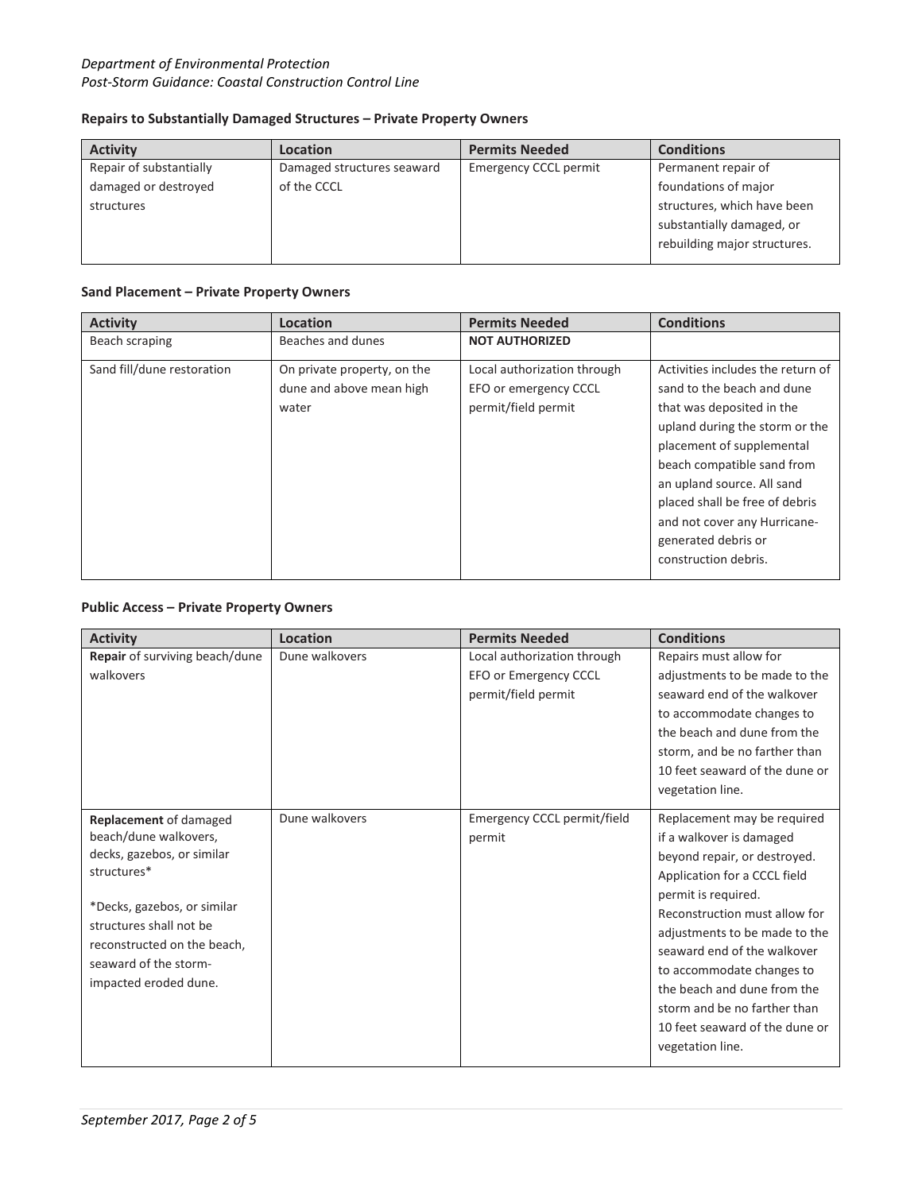### Repairs to Substantially Damaged Structures – Private Property Owners

| Activity | Location | Permits Needed | Conditions |
| --- | --- | --- | --- |
| Repair of substantially damaged or destroyed structures | Damaged structures seaward of the CCCL | Emergency CCCL permit | Permanent repair of foundations of major structures, which have been substantially damaged, or rebuilding major structures. |

### Sand Placement – Private Property Owners

| Activity | Location | Permits Needed | Conditions |
| --- | --- | --- | --- |
| Beach scraping | Beaches and dunes | **NOT AUTHORIZED** | |
| Sand fill/dune restoration | On private property, on the dune and above mean high water | Local authorization through EFO or emergency CCCL permit/field permit | Activities includes the return of sand to the beach and dune that was deposited in the upland during the storm or the placement of supplemental beach compatible sand from an upland source. All sand placed shall be free of debris and not cover any Hurricane-generated debris or construction debris. |

### Public Access – Private Property Owners

| Activity | Location | Permits Needed | Conditions |
| --- | --- | --- | --- |
| **Repair** of surviving beach/dune walkovers | Dune walkovers | Local authorization through EFO or Emergency CCCL permit/field permit | Repairs must allow for adjustments to be made to the seaward end of the walkover to accommodate changes to the beach and dune from the storm, and be no farther than 10 feet seaward of the dune or vegetation line. |
| **Replacement** of damaged beach/dune walkovers, decks, gazebos, or similar structures*<br><br>*Decks, gazebos, or similar structures shall not be reconstructed on the beach, seaward of the storm-impacted eroded dune. | Dune walkovers | Emergency CCCL permit/field permit | Replacement may be required if a walkover is damaged beyond repair, or destroyed. Application for a CCCL field permit is required. Reconstruction must allow for adjustments to be made to the seaward end of the walkover to accommodate changes to the beach and dune from the storm and be no farther than 10 feet seaward of the dune or vegetation line. |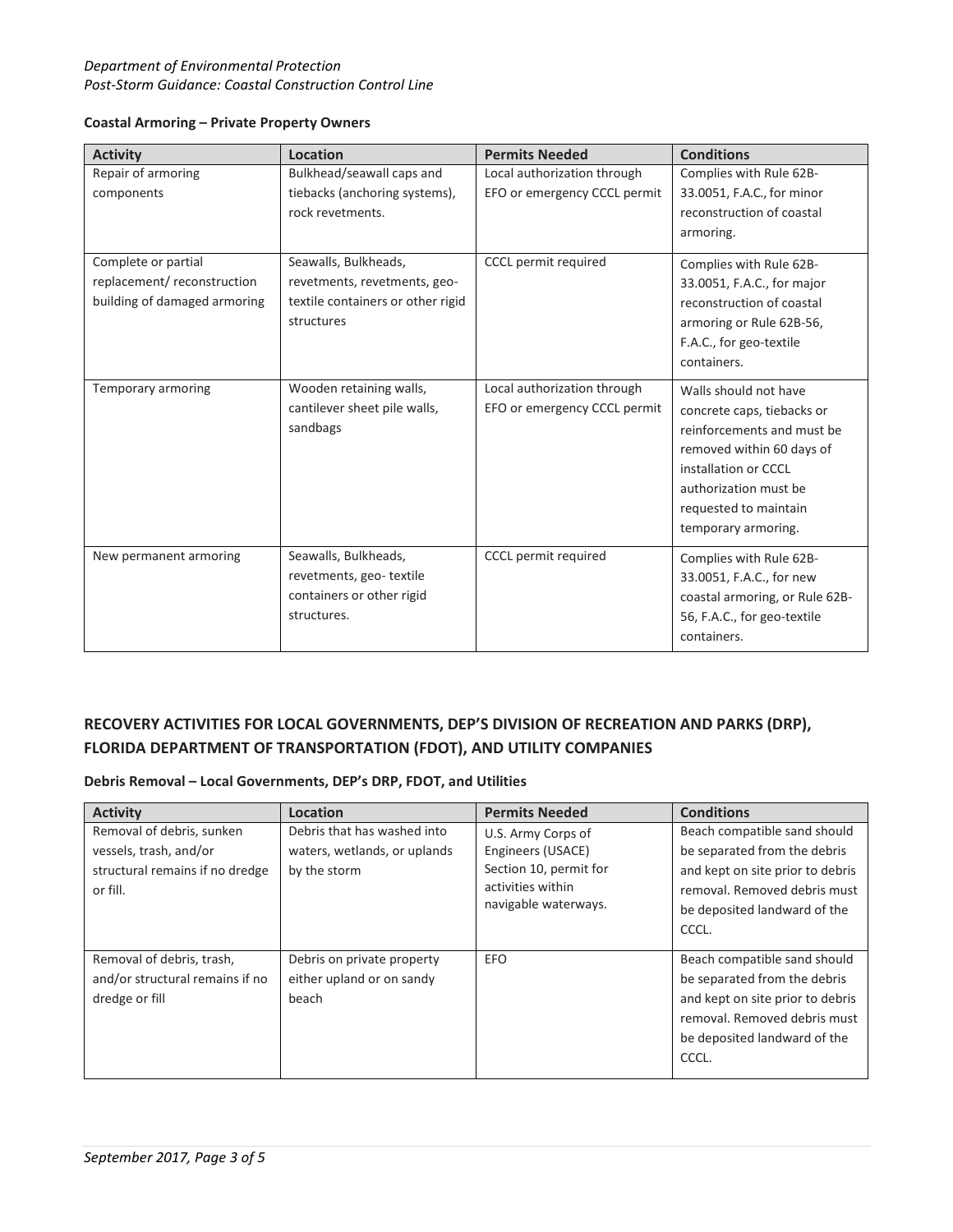**Coastal Armoring – Private Property Owners**

| Activity | Location | Permits Needed | Conditions |
|---|---|---|---|
| Repair of armoring components | Bulkhead/seawall caps and tiebacks (anchoring systems), rock revetments. | Local authorization through EFO or emergency CCCL permit | Complies with Rule 62B-33.0051, F.A.C., for minor reconstruction of coastal armoring. |
| Complete or partial replacement/ reconstruction building of damaged armoring | Seawalls, Bulkheads, revetments, revetments, geo-textile containers or other rigid structures | CCCL permit required | Complies with Rule 62B-33.0051, F.A.C., for major reconstruction of coastal armoring or Rule 62B-56, F.A.C., for geo-textile containers. |
| Temporary armoring | Wooden retaining walls, cantilever sheet pile walls, sandbags | Local authorization through EFO or emergency CCCL permit | Walls should not have concrete caps, tiebacks or reinforcements and must be removed within 60 days of installation or CCCL authorization must be requested to maintain temporary armoring. |
| New permanent armoring | Seawalls, Bulkheads, revetments, geo- textile containers or other rigid structures. | CCCL permit required | Complies with Rule 62B-33.0051, F.A.C., for new coastal armoring, or Rule 62B-56, F.A.C., for geo-textile containers. |

## RECOVERY ACTIVITIES FOR LOCAL GOVERNMENTS, DEP'S DIVISION OF RECREATION AND PARKS (DRP), FLORIDA DEPARTMENT OF TRANSPORTATION (FDOT), AND UTILITY COMPANIES

**Debris Removal – Local Governments, DEP's DRP, FDOT, and Utilities**

| Activity | Location | Permits Needed | Conditions |
|---|---|---|---|
| Removal of debris, sunken vessels, trash, and/or structural remains if no dredge or fill. | Debris that has washed into waters, wetlands, or uplands by the storm | U.S. Army Corps of Engineers (USACE) Section 10, permit for activities within navigable waterways. | Beach compatible sand should be separated from the debris and kept on site prior to debris removal. Removed debris must be deposited landward of the CCCL. |
| Removal of debris, trash, and/or structural remains if no dredge or fill | Debris on private property either upland or on sandy beach | EFO | Beach compatible sand should be separated from the debris and kept on site prior to debris removal. Removed debris must be deposited landward of the CCCL. |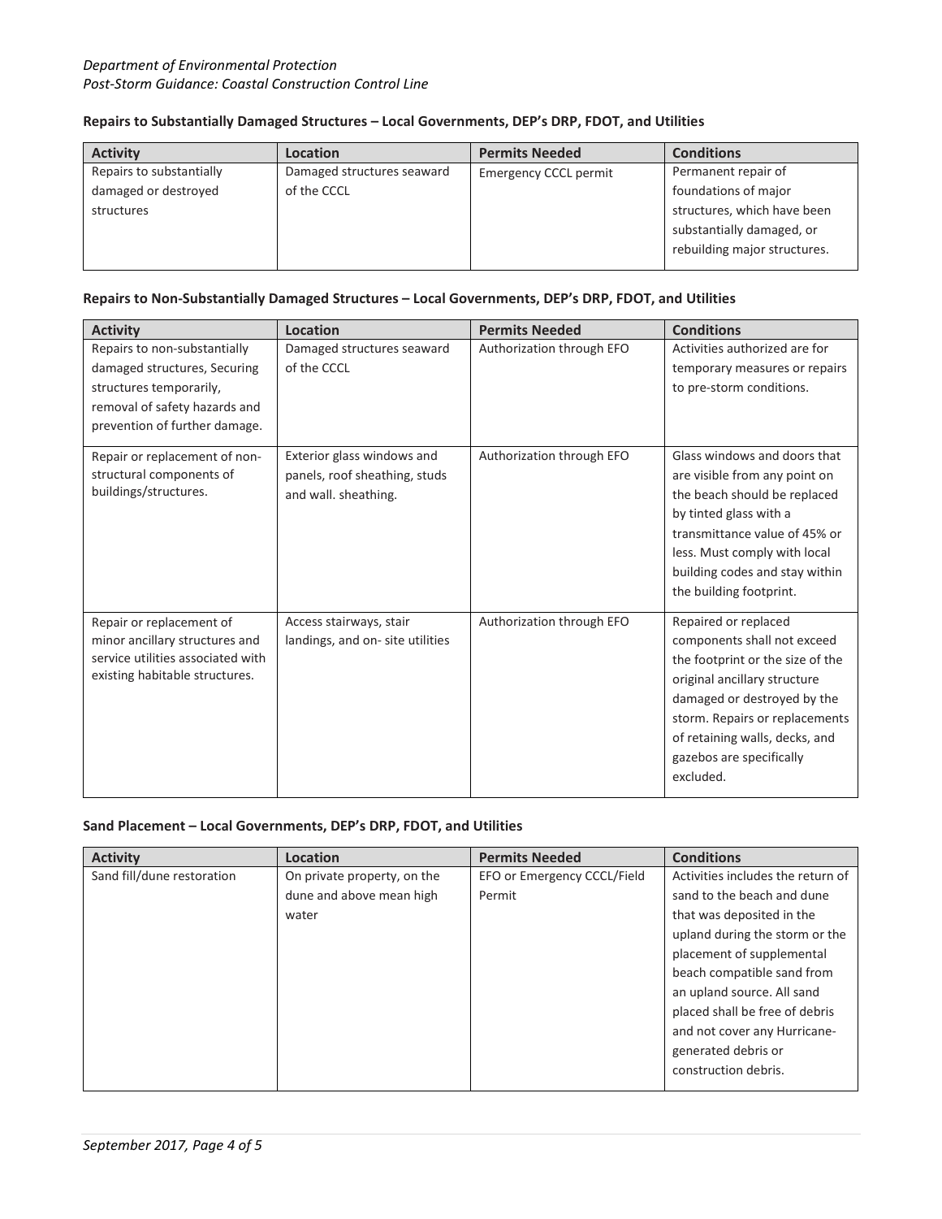### Repairs to Substantially Damaged Structures – Local Governments, DEP's DRP, FDOT, and Utilities

| Activity | Location | Permits Needed | Conditions |
|---|---|---|---|
| Repairs to substantially damaged or destroyed structures | Damaged structures seaward of the CCCL | Emergency CCCL permit | Permanent repair of foundations of major structures, which have been substantially damaged, or rebuilding major structures. |

### Repairs to Non-Substantially Damaged Structures – Local Governments, DEP's DRP, FDOT, and Utilities

| Activity | Location | Permits Needed | Conditions |
|---|---|---|---|
| Repairs to non-substantially damaged structures, Securing structures temporarily, removal of safety hazards and prevention of further damage. | Damaged structures seaward of the CCCL | Authorization through EFO | Activities authorized are for temporary measures or repairs to pre-storm conditions. |
| Repair or replacement of non-structural components of buildings/structures. | Exterior glass windows and panels, roof sheathing, studs and wall. sheathing. | Authorization through EFO | Glass windows and doors that are visible from any point on the beach should be replaced by tinted glass with a transmittance value of 45% or less. Must comply with local building codes and stay within the building footprint. |
| Repair or replacement of minor ancillary structures and service utilities associated with existing habitable structures. | Access stairways, stair landings, and on- site utilities | Authorization through EFO | Repaired or replaced components shall not exceed the footprint or the size of the original ancillary structure damaged or destroyed by the storm. Repairs or replacements of retaining walls, decks, and gazebos are specifically excluded. |

### Sand Placement – Local Governments, DEP's DRP, FDOT, and Utilities

| Activity | Location | Permits Needed | Conditions |
|---|---|---|---|
| Sand fill/dune restoration | On private property, on the dune and above mean high water | EFO or Emergency CCCL/Field Permit | Activities includes the return of sand to the beach and dune that was deposited in the upland during the storm or the placement of supplemental beach compatible sand from an upland source. All sand placed shall be free of debris and not cover any Hurricane-generated debris or construction debris. |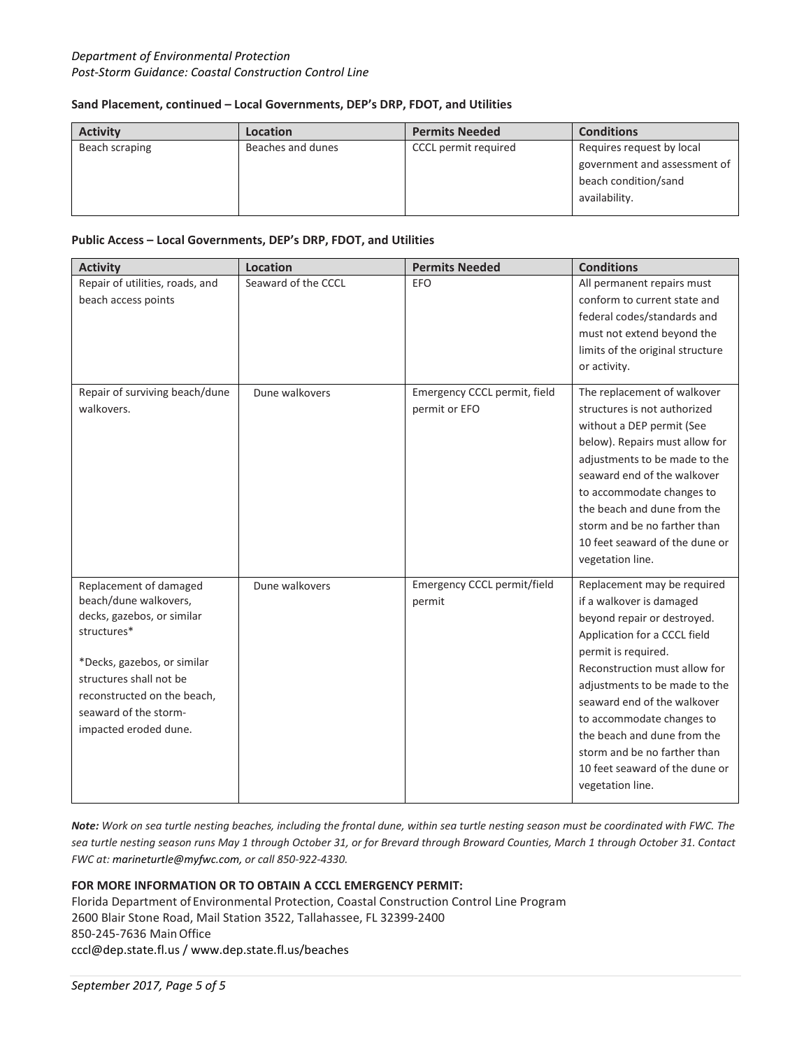**Sand Placement, continued – Local Governments, DEP's DRP, FDOT, and Utilities**

| Activity | Location | Permits Needed | Conditions |
|---|---|---|---|
| Beach scraping | Beaches and dunes | CCCL permit required | Requires request by local government and assessment of beach condition/sand availability. |

**Public Access – Local Governments, DEP's DRP, FDOT, and Utilities**

| Activity | Location | Permits Needed | Conditions |
|---|---|---|---|
| Repair of utilities, roads, and beach access points | Seaward of the CCCL | EFO | All permanent repairs must conform to current state and federal codes/standards and must not extend beyond the limits of the original structure or activity. |
| Repair of surviving beach/dune walkovers. | Dune walkovers | Emergency CCCL permit, field permit or EFO | The replacement of walkover structures is not authorized without a DEP permit (See below). Repairs must allow for adjustments to be made to the seaward end of the walkover to accommodate changes to the beach and dune from the storm and be no farther than 10 feet seaward of the dune or vegetation line. |
| Replacement of damaged beach/dune walkovers, decks, gazebos, or similar structures*<br><br>*Decks, gazebos, or similar structures shall not be reconstructed on the beach, seaward of the storm-impacted eroded dune. | Dune walkovers | Emergency CCCL permit/field permit | Replacement may be required if a walkover is damaged beyond repair or destroyed. Application for a CCCL field permit is required. Reconstruction must allow for adjustments to be made to the seaward end of the walkover to accommodate changes to the beach and dune from the storm and be no farther than 10 feet seaward of the dune or vegetation line. |

***Note:*** *Work on sea turtle nesting beaches, including the frontal dune, within sea turtle nesting season must be coordinated with FWC. The sea turtle nesting season runs May 1 through October 31, or for Brevard through Broward Counties, March 1 through October 31. Contact FWC at: marineturtle@myfwc.com, or call 850-922-4330.*

**FOR MORE INFORMATION OR TO OBTAIN A CCCL EMERGENCY PERMIT:**

Florida Department of Environmental Protection, Coastal Construction Control Line Program
2600 Blair Stone Road, Mail Station 3522, Tallahassee, FL 32399-2400
850-245-7636 Main Office
cccl@dep.state.fl.us / www.dep.state.fl.us/beaches